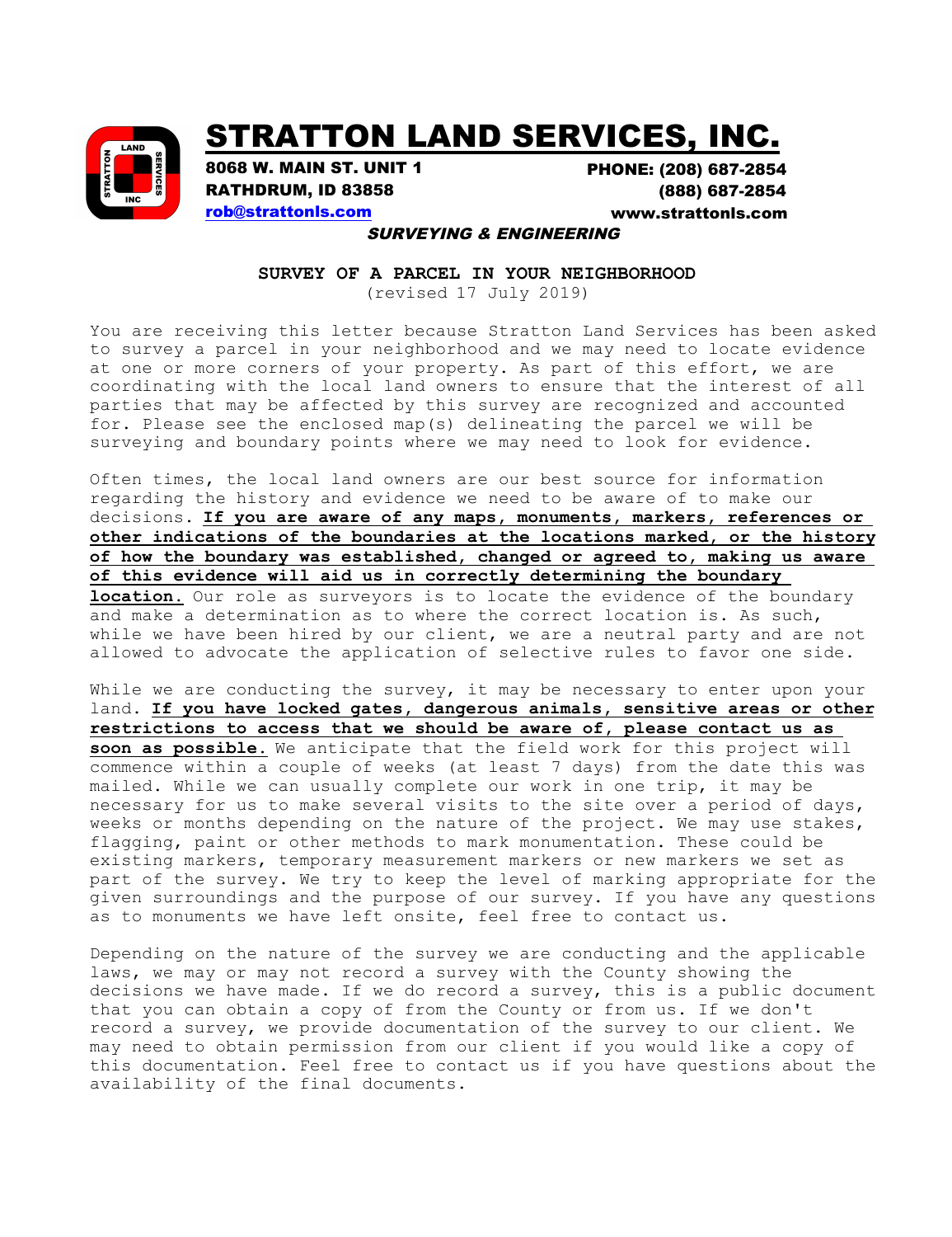# STRATTON LAND SERVICES, INC.

8068 W. MAIN ST. UNIT 1
RATHDRUM, ID 83858
rob@strattonls.com

PHONE: (208) 687-2854
(888) 687-2854
www.strattonls.com

***SURVEYING & ENGINEERING***

## SURVEY OF A PARCEL IN YOUR NEIGHBORHOOD

(revised 17 July 2019)

You are receiving this letter because Stratton Land Services has been asked to survey a parcel in your neighborhood and we may need to locate evidence at one or more corners of your property. As part of this effort, we are coordinating with the local land owners to ensure that the interest of all parties that may be affected by this survey are recognized and accounted for. Please see the enclosed map(s) delineating the parcel we will be surveying and boundary points where we may need to look for evidence.

Often times, the local land owners are our best source for information regarding the history and evidence we need to be aware of to make our decisions. **If you are aware of any maps, monuments, markers, references or other indications of the boundaries at the locations marked, or the history of how the boundary was established, changed or agreed to, making us aware of this evidence will aid us in correctly determining the boundary location.** Our role as surveyors is to locate the evidence of the boundary and make a determination as to where the correct location is. As such, while we have been hired by our client, we are a neutral party and are not allowed to advocate the application of selective rules to favor one side.

While we are conducting the survey, it may be necessary to enter upon your land. **If you have locked gates, dangerous animals, sensitive areas or other restrictions to access that we should be aware of, please contact us as soon as possible.** We anticipate that the field work for this project will commence within a couple of weeks (at least 7 days) from the date this was mailed. While we can usually complete our work in one trip, it may be necessary for us to make several visits to the site over a period of days, weeks or months depending on the nature of the project. We may use stakes, flagging, paint or other methods to mark monumentation. These could be existing markers, temporary measurement markers or new markers we set as part of the survey. We try to keep the level of marking appropriate for the given surroundings and the purpose of our survey. If you have any questions as to monuments we have left onsite, feel free to contact us.

Depending on the nature of the survey we are conducting and the applicable laws, we may or may not record a survey with the County showing the decisions we have made. If we do record a survey, this is a public document that you can obtain a copy of from the County or from us. If we don't record a survey, we provide documentation of the survey to our client. We may need to obtain permission from our client if you would like a copy of this documentation. Feel free to contact us if you have questions about the availability of the final documents.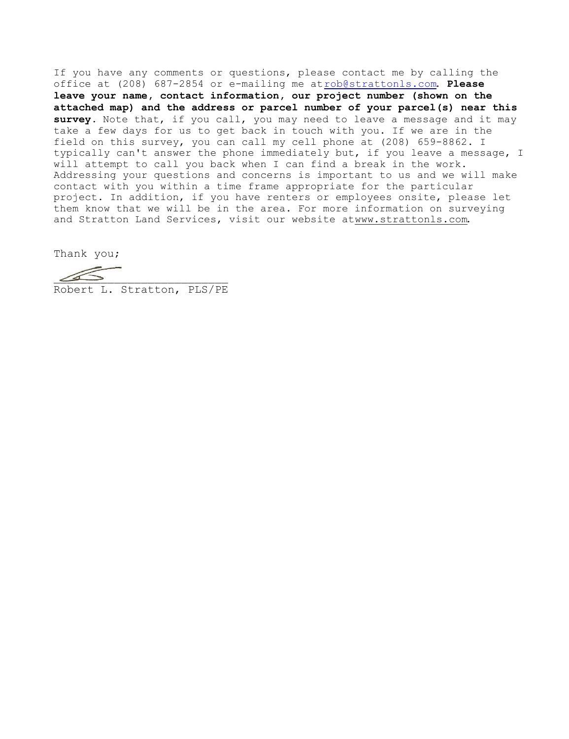If you have any comments or questions, please contact me by calling the office at (208) 687-2854 or e-mailing me at rob@strattonls.com. **Please leave your name, contact information, our project number (shown on the attached map) and the address or parcel number of your parcel(s) near this survey**. Note that, if you call, you may need to leave a message and it may take a few days for us to get back in touch with you. If we are in the field on this survey, you can call my cell phone at (208) 659-8862. I typically can't answer the phone immediately but, if you leave a message, I will attempt to call you back when I can find a break in the work. Addressing your questions and concerns is important to us and we will make contact with you within a time frame appropriate for the particular project. In addition, if you have renters or employees onsite, please let them know that we will be in the area. For more information on surveying and Stratton Land Services, visit our website at www.strattonls.com.

Thank you;

Robert L. Stratton, PLS/PE